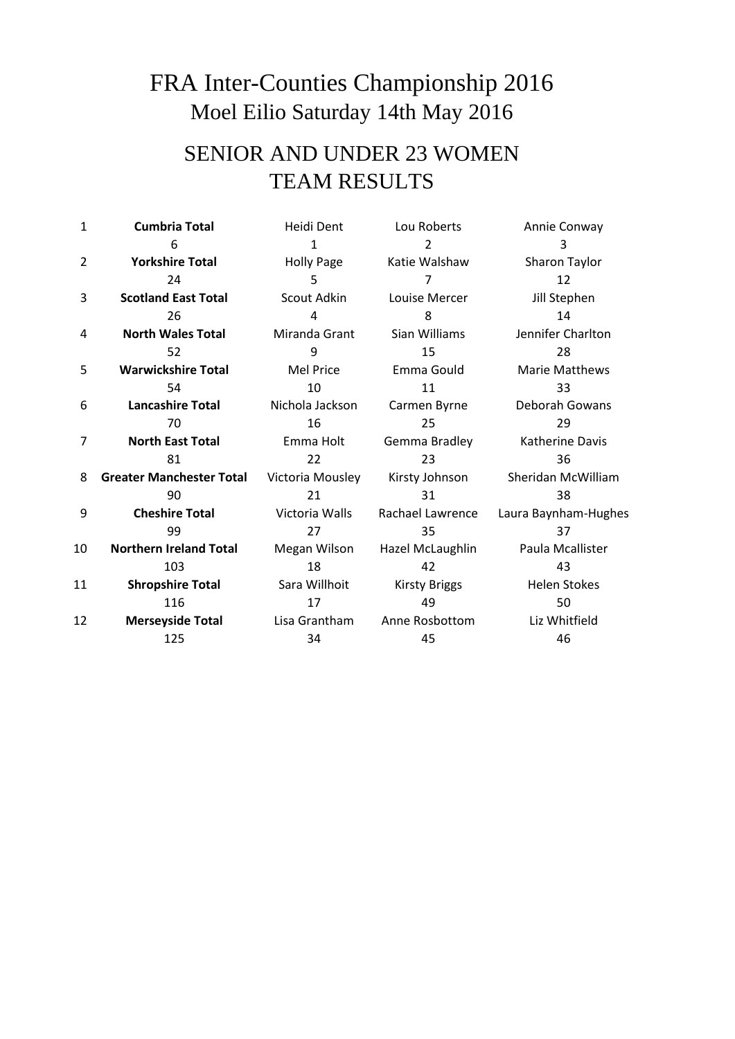# FRA Inter-Counties Championship 2016

## Moel Eilio Saturday 14th May 2016

## SENIOR AND UNDER 23 WOMEN TEAM RESULTS

| | | | | |
|---|---|---|---|---|
| 1 | **Cumbria Total** | Heidi Dent | Lou Roberts | Annie Conway |
| | 6 | 1 | 2 | 3 |
| 2 | **Yorkshire Total** | Holly Page | Katie Walshaw | Sharon Taylor |
| | 24 | 5 | 7 | 12 |
| 3 | **Scotland East Total** | Scout Adkin | Louise Mercer | Jill Stephen |
| | 26 | 4 | 8 | 14 |
| 4 | **North Wales Total** | Miranda Grant | Sian Williams | Jennifer Charlton |
| | 52 | 9 | 15 | 28 |
| 5 | **Warwickshire Total** | Mel Price | Emma Gould | Marie Matthews |
| | 54 | 10 | 11 | 33 |
| 6 | **Lancashire Total** | Nichola Jackson | Carmen Byrne | Deborah Gowans |
| | 70 | 16 | 25 | 29 |
| 7 | **North East Total** | Emma Holt | Gemma Bradley | Katherine Davis |
| | 81 | 22 | 23 | 36 |
| 8 | **Greater Manchester Total** | Victoria Mousley | Kirsty Johnson | Sheridan McWilliam |
| | 90 | 21 | 31 | 38 |
| 9 | **Cheshire Total** | Victoria Walls | Rachael Lawrence | Laura Baynham-Hughes |
| | 99 | 27 | 35 | 37 |
| 10 | **Northern Ireland Total** | Megan Wilson | Hazel McLaughlin | Paula Mcallister |
| | 103 | 18 | 42 | 43 |
| 11 | **Shropshire Total** | Sara Willhoit | Kirsty Briggs | Helen Stokes |
| | 116 | 17 | 49 | 50 |
| 12 | **Merseyside Total** | Lisa Grantham | Anne Rosbottom | Liz Whitfield |
| | 125 | 34 | 45 | 46 |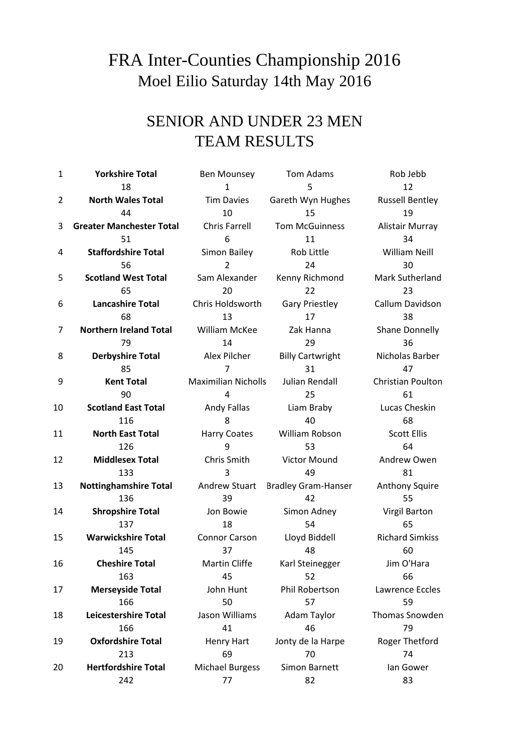# FRA Inter-Counties Championship 2016

## Moel Eilio Saturday 14th May 2016

## SENIOR AND UNDER 23 MEN
## TEAM RESULTS

| | | | | |
|---|---|---|---|---|
| 1 | **Yorkshire Total** | Ben Mounsey | Tom Adams | Rob Jebb |
| | 18 | 1 | 5 | 12 |
| 2 | **North Wales Total** | Tim Davies | Gareth Wyn Hughes | Russell Bentley |
| | 44 | 10 | 15 | 19 |
| 3 | **Greater Manchester Total** | Chris Farrell | Tom McGuinness | Alistair Murray |
| | 51 | 6 | 11 | 34 |
| 4 | **Staffordshire Total** | Simon Bailey | Rob Little | William Neill |
| | 56 | 2 | 24 | 30 |
| 5 | **Scotland West Total** | Sam Alexander | Kenny Richmond | Mark Sutherland |
| | 65 | 20 | 22 | 23 |
| 6 | **Lancashire Total** | Chris Holdsworth | Gary Priestley | Callum Davidson |
| | 68 | 13 | 17 | 38 |
| 7 | **Northern Ireland Total** | William McKee | Zak Hanna | Shane Donnelly |
| | 79 | 14 | 29 | 36 |
| 8 | **Derbyshire Total** | Alex Pilcher | Billy Cartwright | Nicholas Barber |
| | 85 | 7 | 31 | 47 |
| 9 | **Kent Total** | Maximilian Nicholls | Julian Rendall | Christian Poulton |
| | 90 | 4 | 25 | 61 |
| 10 | **Scotland East Total** | Andy Fallas | Liam Braby | Lucas Cheskin |
| | 116 | 8 | 40 | 68 |
| 11 | **North East Total** | Harry Coates | William Robson | Scott Ellis |
| | 126 | 9 | 53 | 64 |
| 12 | **Middlesex Total** | Chris Smith | Victor Mound | Andrew Owen |
| | 133 | 3 | 49 | 81 |
| 13 | **Nottinghamshire Total** | Andrew Stuart | Bradley Gram-Hanser | Anthony Squire |
| | 136 | 39 | 42 | 55 |
| 14 | **Shropshire Total** | Jon Bowie | Simon Adney | Virgil Barton |
| | 137 | 18 | 54 | 65 |
| 15 | **Warwickshire Total** | Connor Carson | Lloyd Biddell | Richard Simkiss |
| | 145 | 37 | 48 | 60 |
| 16 | **Cheshire Total** | Martin Cliffe | Karl Steinegger | Jim O'Hara |
| | 163 | 45 | 52 | 66 |
| 17 | **Merseyside Total** | John Hunt | Phil Robertson | Lawrence Eccles |
| | 166 | 50 | 57 | 59 |
| 18 | **Leicestershire Total** | Jason Williams | Adam Taylor | Thomas Snowden |
| | 166 | 41 | 46 | 79 |
| 19 | **Oxfordshire Total** | Henry Hart | Jonty de la Harpe | Roger Thetford |
| | 213 | 69 | 70 | 74 |
| 20 | **Hertfordshire Total** | Michael Burgess | Simon Barnett | Ian Gower |
| | 242 | 77 | 82 | 83 |